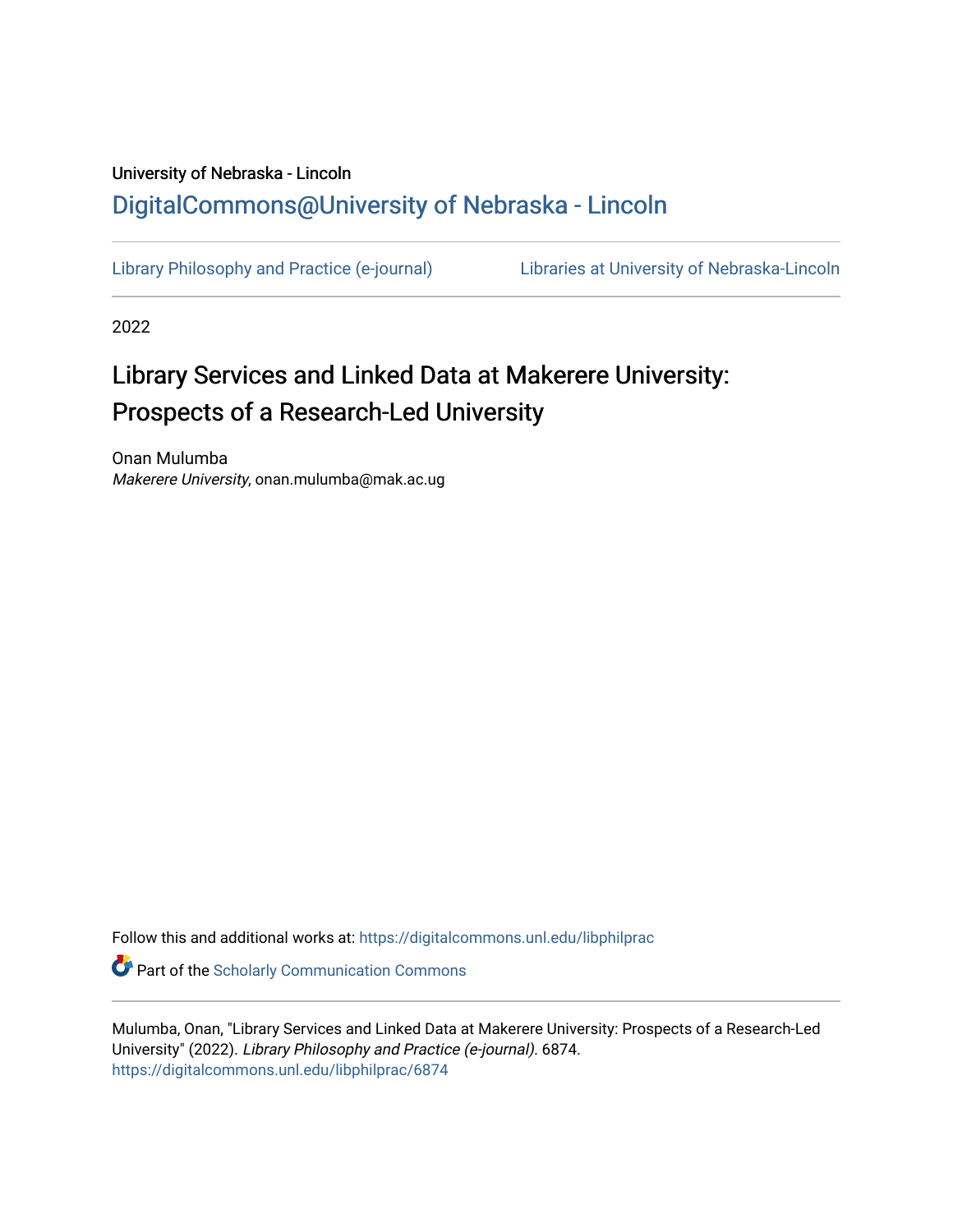University of Nebraska - Lincoln

DigitalCommons@University of Nebraska - Lincoln

Library Philosophy and Practice (e-journal) | Libraries at University of Nebraska-Lincoln

2022

# Library Services and Linked Data at Makerere University: Prospects of a Research-Led University

Onan Mulumba
*Makerere University*, onan.mulumba@mak.ac.ug

Follow this and additional works at: https://digitalcommons.unl.edu/libphilprac

Part of the Scholarly Communication Commons

Mulumba, Onan, "Library Services and Linked Data at Makerere University: Prospects of a Research-Led University" (2022). *Library Philosophy and Practice (e-journal)*. 6874.
https://digitalcommons.unl.edu/libphilprac/6874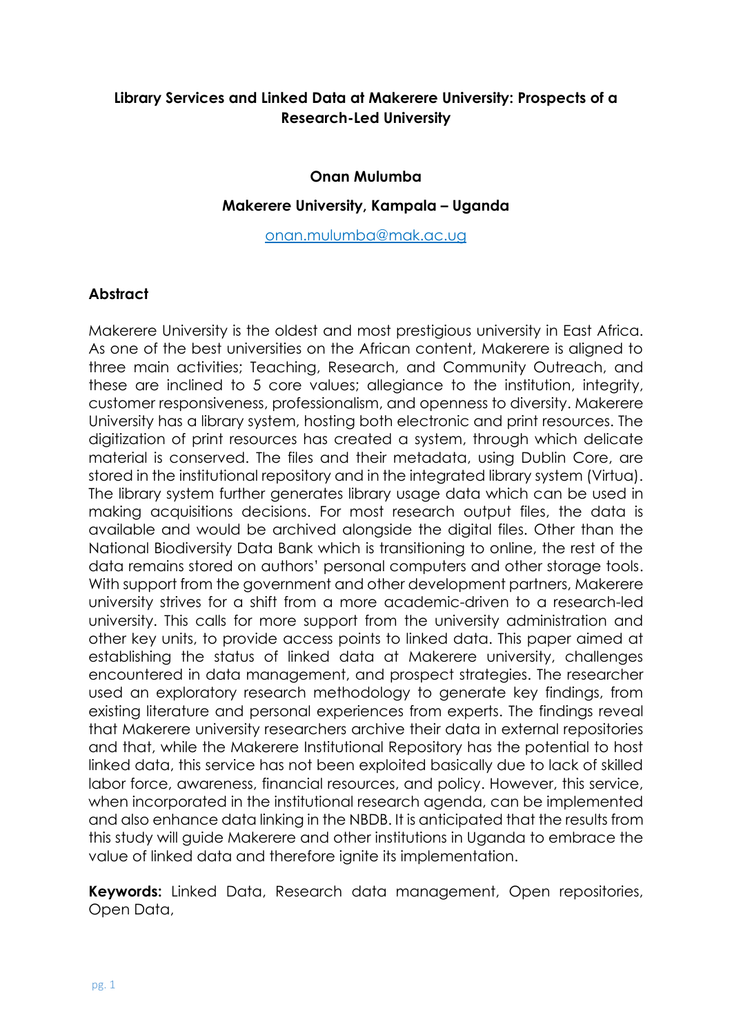**Library Services and Linked Data at Makerere University: Prospects of a Research-Led University**

**Onan Mulumba**

**Makerere University, Kampala – Uganda**

onan.mulumba@mak.ac.ug

## Abstract

Makerere University is the oldest and most prestigious university in East Africa. As one of the best universities on the African content, Makerere is aligned to three main activities; Teaching, Research, and Community Outreach, and these are inclined to 5 core values; allegiance to the institution, integrity, customer responsiveness, professionalism, and openness to diversity. Makerere University has a library system, hosting both electronic and print resources. The digitization of print resources has created a system, through which delicate material is conserved. The files and their metadata, using Dublin Core, are stored in the institutional repository and in the integrated library system (Virtua). The library system further generates library usage data which can be used in making acquisitions decisions. For most research output files, the data is available and would be archived alongside the digital files. Other than the National Biodiversity Data Bank which is transitioning to online, the rest of the data remains stored on authors' personal computers and other storage tools. With support from the government and other development partners, Makerere university strives for a shift from a more academic-driven to a research-led university. This calls for more support from the university administration and other key units, to provide access points to linked data. This paper aimed at establishing the status of linked data at Makerere university, challenges encountered in data management, and prospect strategies. The researcher used an exploratory research methodology to generate key findings, from existing literature and personal experiences from experts. The findings reveal that Makerere university researchers archive their data in external repositories and that, while the Makerere Institutional Repository has the potential to host linked data, this service has not been exploited basically due to lack of skilled labor force, awareness, financial resources, and policy. However, this service, when incorporated in the institutional research agenda, can be implemented and also enhance data linking in the NBDB. It is anticipated that the results from this study will guide Makerere and other institutions in Uganda to embrace the value of linked data and therefore ignite its implementation.

**Keywords:** Linked Data, Research data management, Open repositories, Open Data,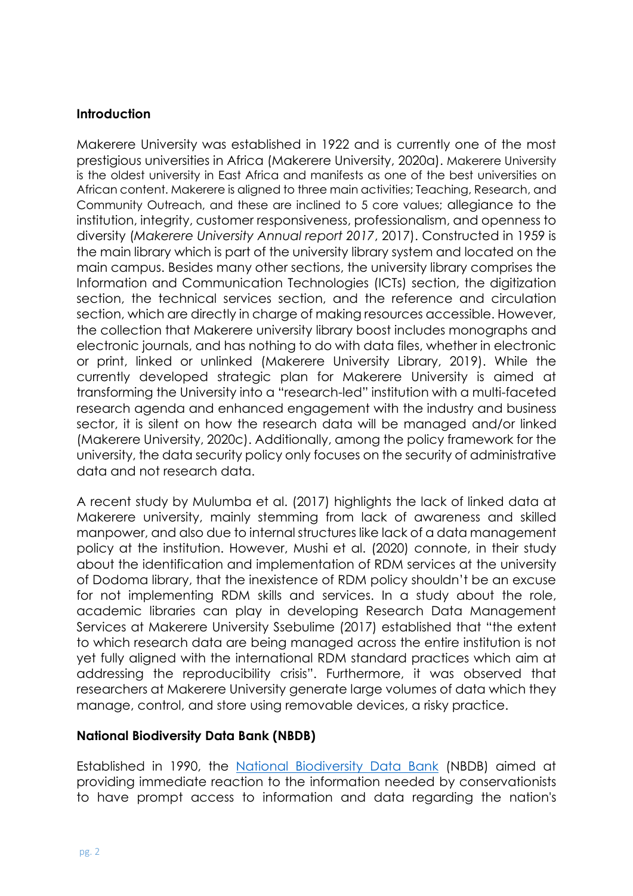## Introduction

Makerere University was established in 1922 and is currently one of the most prestigious universities in Africa (Makerere University, 2020a). Makerere University is the oldest university in East Africa and manifests as one of the best universities on African content. Makerere is aligned to three main activities; Teaching, Research, and Community Outreach, and these are inclined to 5 core values; allegiance to the institution, integrity, customer responsiveness, professionalism, and openness to diversity (*Makerere University Annual report 2017*, 2017). Constructed in 1959 is the main library which is part of the university library system and located on the main campus. Besides many other sections, the university library comprises the Information and Communication Technologies (ICTs) section, the digitization section, the technical services section, and the reference and circulation section, which are directly in charge of making resources accessible. However, the collection that Makerere university library boost includes monographs and electronic journals, and has nothing to do with data files, whether in electronic or print, linked or unlinked (Makerere University Library, 2019). While the currently developed strategic plan for Makerere University is aimed at transforming the University into a "research-led" institution with a multi-faceted research agenda and enhanced engagement with the industry and business sector, it is silent on how the research data will be managed and/or linked (Makerere University, 2020c). Additionally, among the policy framework for the university, the data security policy only focuses on the security of administrative data and not research data.

A recent study by Mulumba et al. (2017) highlights the lack of linked data at Makerere university, mainly stemming from lack of awareness and skilled manpower, and also due to internal structures like lack of a data management policy at the institution. However, Mushi et al. (2020) connote, in their study about the identification and implementation of RDM services at the university of Dodoma library, that the inexistence of RDM policy shouldn't be an excuse for not implementing RDM skills and services. In a study about the role, academic libraries can play in developing Research Data Management Services at Makerere University Ssebulime (2017) established that "the extent to which research data are being managed across the entire institution is not yet fully aligned with the international RDM standard practices which aim at addressing the reproducibility crisis". Furthermore, it was observed that researchers at Makerere University generate large volumes of data which they manage, control, and store using removable devices, a risky practice.

## National Biodiversity Data Bank (NBDB)

Established in 1990, the National Biodiversity Data Bank (NBDB) aimed at providing immediate reaction to the information needed by conservationists to have prompt access to information and data regarding the nation's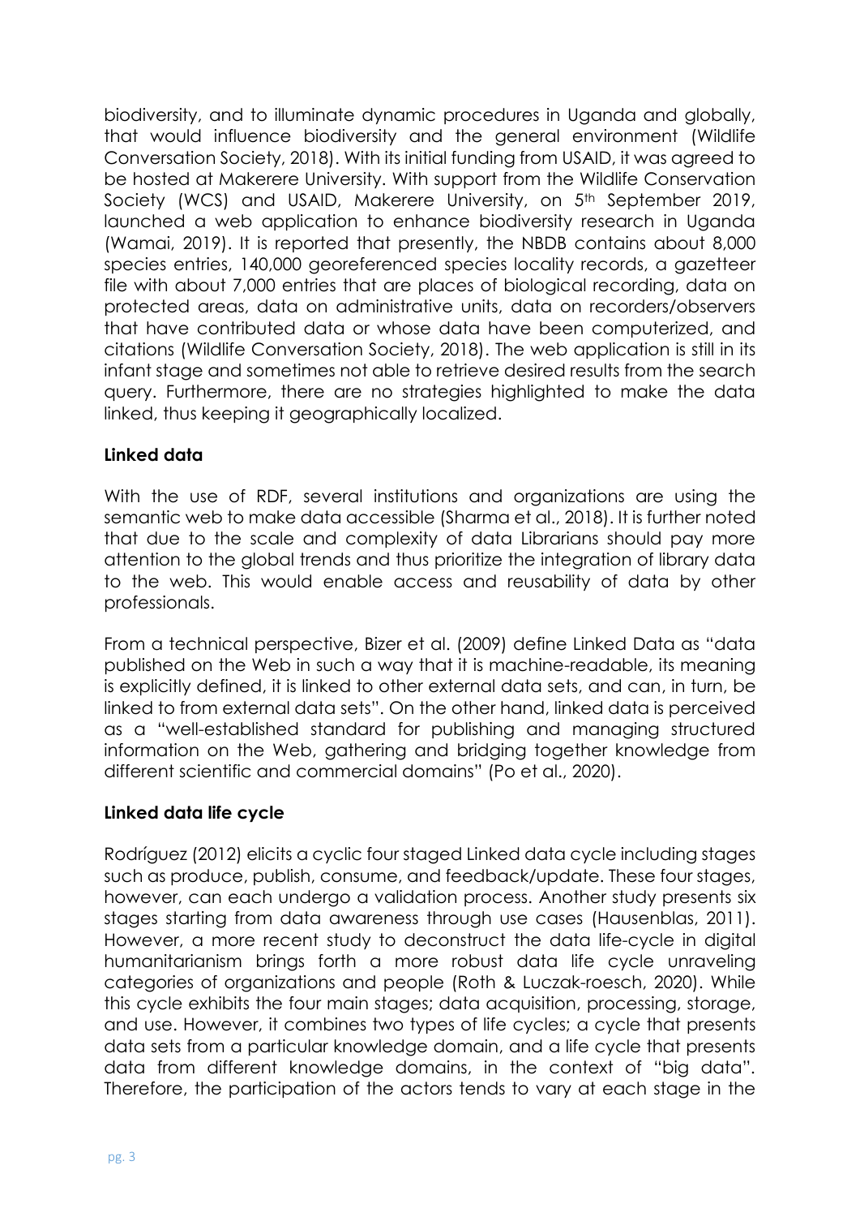biodiversity, and to illuminate dynamic procedures in Uganda and globally, that would influence biodiversity and the general environment (Wildlife Conversation Society, 2018). With its initial funding from USAID, it was agreed to be hosted at Makerere University. With support from the Wildlife Conservation Society (WCS) and USAID, Makerere University, on 5th September 2019, launched a web application to enhance biodiversity research in Uganda (Wamai, 2019). It is reported that presently, the NBDB contains about 8,000 species entries, 140,000 georeferenced species locality records, a gazetteer file with about 7,000 entries that are places of biological recording, data on protected areas, data on administrative units, data on recorders/observers that have contributed data or whose data have been computerized, and citations (Wildlife Conversation Society, 2018). The web application is still in its infant stage and sometimes not able to retrieve desired results from the search query. Furthermore, there are no strategies highlighted to make the data linked, thus keeping it geographically localized.

**Linked data**

With the use of RDF, several institutions and organizations are using the semantic web to make data accessible (Sharma et al., 2018). It is further noted that due to the scale and complexity of data Librarians should pay more attention to the global trends and thus prioritize the integration of library data to the web. This would enable access and reusability of data by other professionals.

From a technical perspective, Bizer et al. (2009) define Linked Data as "data published on the Web in such a way that it is machine-readable, its meaning is explicitly defined, it is linked to other external data sets, and can, in turn, be linked to from external data sets". On the other hand, linked data is perceived as a "well-established standard for publishing and managing structured information on the Web, gathering and bridging together knowledge from different scientific and commercial domains" (Po et al., 2020).

**Linked data life cycle**

Rodríguez (2012) elicits a cyclic four staged Linked data cycle including stages such as produce, publish, consume, and feedback/update. These four stages, however, can each undergo a validation process. Another study presents six stages starting from data awareness through use cases (Hausenblas, 2011). However, a more recent study to deconstruct the data life-cycle in digital humanitarianism brings forth a more robust data life cycle unraveling categories of organizations and people (Roth & Luczak-roesch, 2020). While this cycle exhibits the four main stages; data acquisition, processing, storage, and use. However, it combines two types of life cycles; a cycle that presents data sets from a particular knowledge domain, and a life cycle that presents data from different knowledge domains, in the context of "big data". Therefore, the participation of the actors tends to vary at each stage in the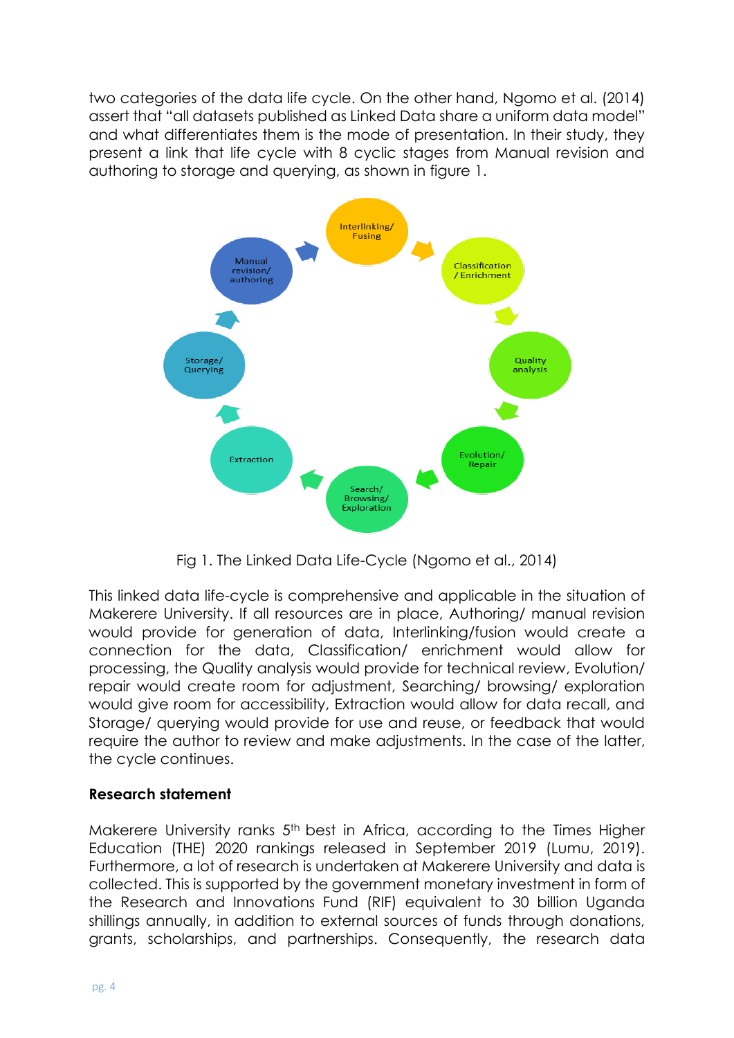two categories of the data life cycle. On the other hand, Ngomo et al. (2014) assert that "all datasets published as Linked Data share a uniform data model" and what differentiates them is the mode of presentation. In their study, they present a link that life cycle with 8 cyclic stages from Manual revision and authoring to storage and querying, as shown in figure 1.

Fig 1. The Linked Data Life-Cycle (Ngomo et al., 2014)

This linked data life-cycle is comprehensive and applicable in the situation of Makerere University. If all resources are in place, Authoring/ manual revision would provide for generation of data, Interlinking/fusion would create a connection for the data, Classification/ enrichment would allow for processing, the Quality analysis would provide for technical review, Evolution/ repair would create room for adjustment, Searching/ browsing/ exploration would give room for accessibility, Extraction would allow for data recall, and Storage/ querying would provide for use and reuse, or feedback that would require the author to review and make adjustments. In the case of the latter, the cycle continues.

**Research statement**

Makerere University ranks 5th best in Africa, according to the Times Higher Education (THE) 2020 rankings released in September 2019 (Lumu, 2019). Furthermore, a lot of research is undertaken at Makerere University and data is collected. This is supported by the government monetary investment in form of the Research and Innovations Fund (RIF) equivalent to 30 billion Uganda shillings annually, in addition to external sources of funds through donations, grants, scholarships, and partnerships. Consequently, the research data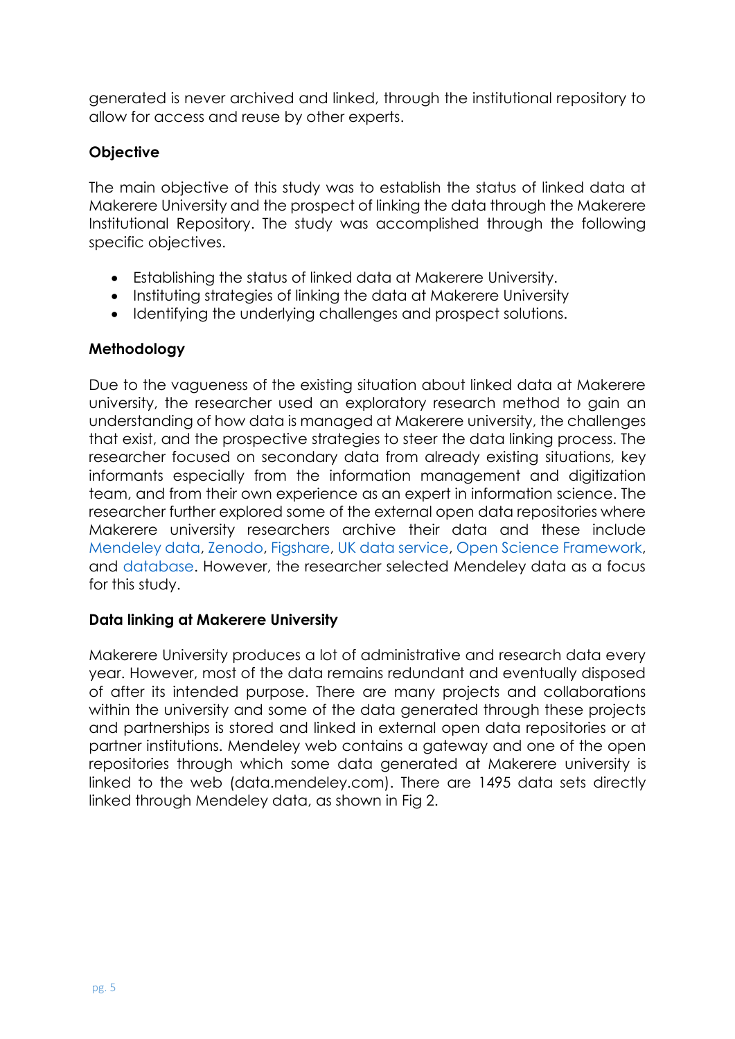generated is never archived and linked, through the institutional repository to allow for access and reuse by other experts.

**Objective**

The main objective of this study was to establish the status of linked data at Makerere University and the prospect of linking the data through the Makerere Institutional Repository. The study was accomplished through the following specific objectives.

- Establishing the status of linked data at Makerere University.
- Instituting strategies of linking the data at Makerere University
- Identifying the underlying challenges and prospect solutions.

**Methodology**

Due to the vagueness of the existing situation about linked data at Makerere university, the researcher used an exploratory research method to gain an understanding of how data is managed at Makerere university, the challenges that exist, and the prospective strategies to steer the data linking process. The researcher focused on secondary data from already existing situations, key informants especially from the information management and digitization team, and from their own experience as an expert in information science. The researcher further explored some of the external open data repositories where Makerere university researchers archive their data and these include Mendeley data, Zenodo, Figshare, UK data service, Open Science Framework, and database. However, the researcher selected Mendeley data as a focus for this study.

**Data linking at Makerere University**

Makerere University produces a lot of administrative and research data every year. However, most of the data remains redundant and eventually disposed of after its intended purpose. There are many projects and collaborations within the university and some of the data generated through these projects and partnerships is stored and linked in external open data repositories or at partner institutions. Mendeley web contains a gateway and one of the open repositories through which some data generated at Makerere university is linked to the web (data.mendeley.com). There are 1495 data sets directly linked through Mendeley data, as shown in Fig 2.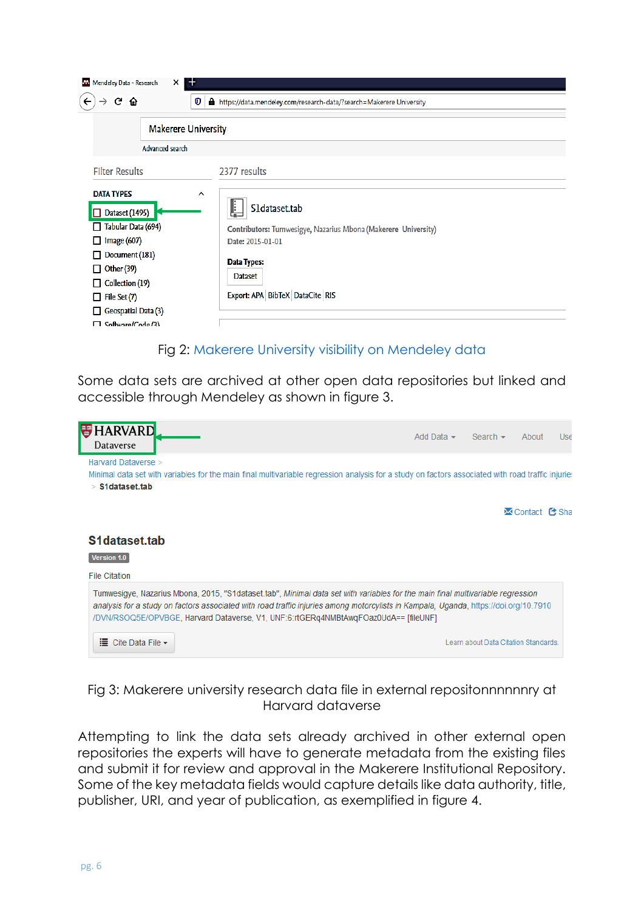Fig 2: Makerere University visibility on Mendeley data

Some data sets are archived at other open data repositories but linked and accessible through Mendeley as shown in figure 3.

Fig 3: Makerere university research data file in external repositonnnnnnry at Harvard dataverse

Attempting to link the data sets already archived in other external open repositories the experts will have to generate metadata from the existing files and submit it for review and approval in the Makerere Institutional Repository. Some of the key metadata fields would capture details like data authority, title, publisher, URI, and year of publication, as exemplified in figure 4.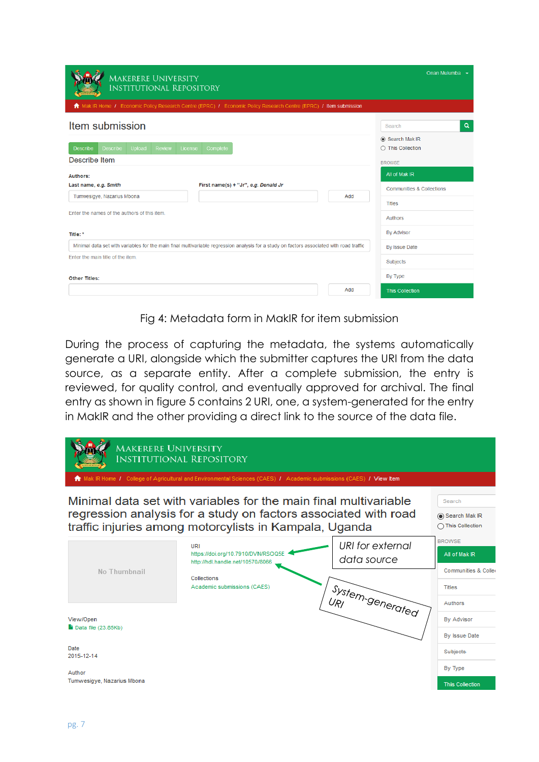Fig 4: Metadata form in MakIR for item submission

During the process of capturing the metadata, the systems automatically generate a URI, alongside which the submitter captures the URI from the data source, as a separate entity. After a complete submission, the entry is reviewed, for quality control, and eventually approved for archival. The final entry as shown in figure 5 contains 2 URI, one, a system-generated for the entry in MakIR and the other providing a direct link to the source of the data file.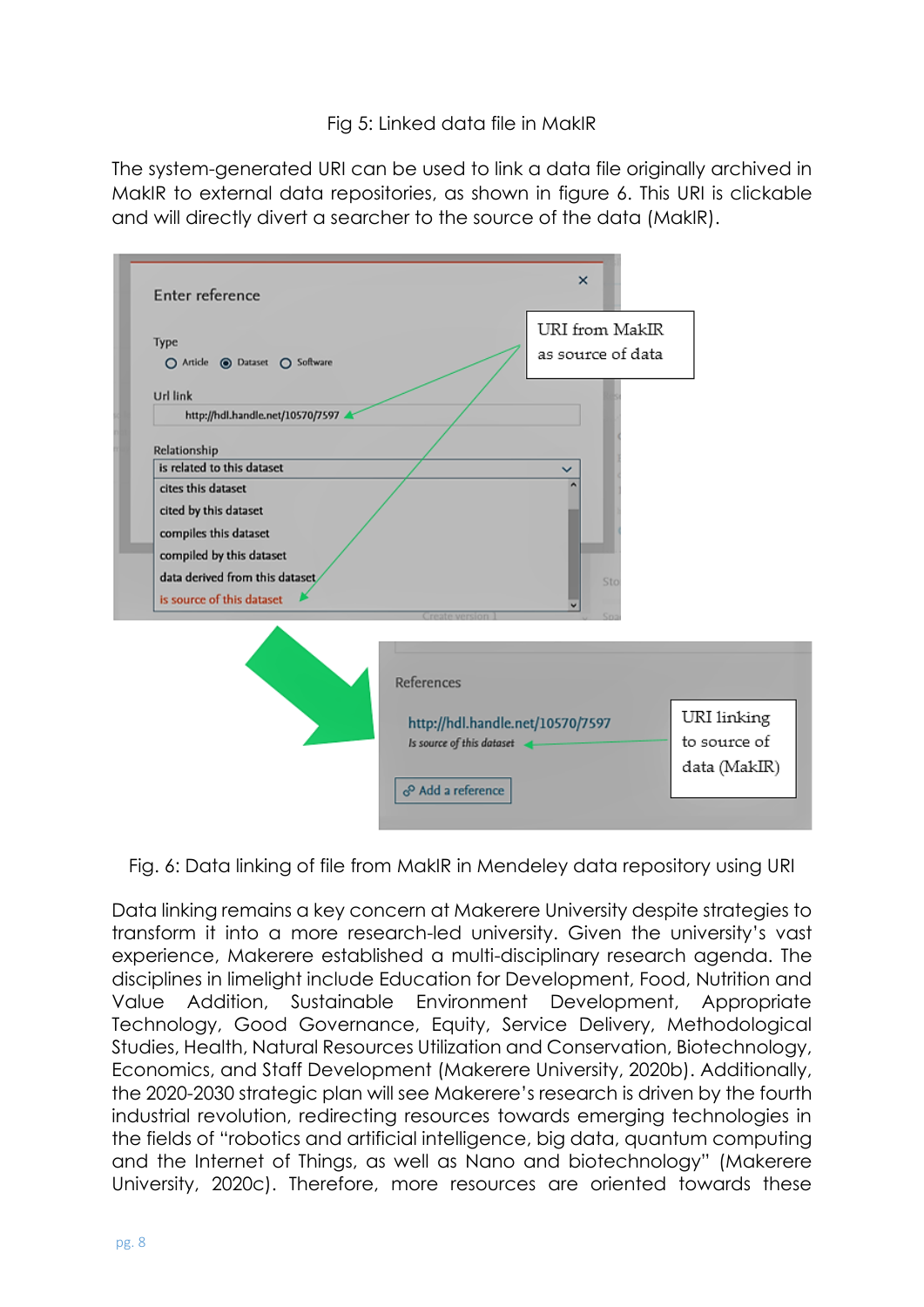Fig 5: Linked data file in MakIR

The system-generated URI can be used to link a data file originally archived in MakIR to external data repositories, as shown in figure 6. This URI is clickable and will directly divert a searcher to the source of the data (MakIR).

Fig. 6: Data linking of file from MakIR in Mendeley data repository using URI

Data linking remains a key concern at Makerere University despite strategies to transform it into a more research-led university. Given the university's vast experience, Makerere established a multi-disciplinary research agenda. The disciplines in limelight include Education for Development, Food, Nutrition and Value Addition, Sustainable Environment Development, Appropriate Technology, Good Governance, Equity, Service Delivery, Methodological Studies, Health, Natural Resources Utilization and Conservation, Biotechnology, Economics, and Staff Development (Makerere University, 2020b). Additionally, the 2020-2030 strategic plan will see Makerere's research is driven by the fourth industrial revolution, redirecting resources towards emerging technologies in the fields of "robotics and artificial intelligence, big data, quantum computing and the Internet of Things, as well as Nano and biotechnology" (Makerere University, 2020c). Therefore, more resources are oriented towards these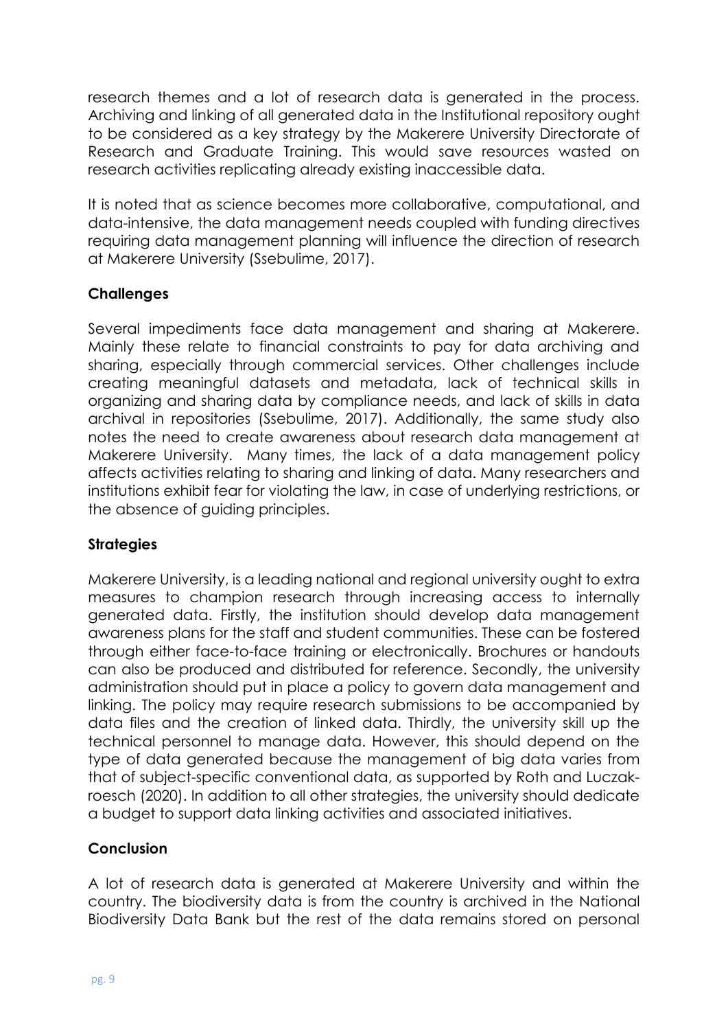research themes and a lot of research data is generated in the process. Archiving and linking of all generated data in the Institutional repository ought to be considered as a key strategy by the Makerere University Directorate of Research and Graduate Training. This would save resources wasted on research activities replicating already existing inaccessible data.

It is noted that as science becomes more collaborative, computational, and data-intensive, the data management needs coupled with funding directives requiring data management planning will influence the direction of research at Makerere University (Ssebulime, 2017).

### Challenges

Several impediments face data management and sharing at Makerere. Mainly these relate to financial constraints to pay for data archiving and sharing, especially through commercial services. Other challenges include creating meaningful datasets and metadata, lack of technical skills in organizing and sharing data by compliance needs, and lack of skills in data archival in repositories (Ssebulime, 2017). Additionally, the same study also notes the need to create awareness about research data management at Makerere University. Many times, the lack of a data management policy affects activities relating to sharing and linking of data. Many researchers and institutions exhibit fear for violating the law, in case of underlying restrictions, or the absence of guiding principles.

### Strategies

Makerere University, is a leading national and regional university ought to extra measures to champion research through increasing access to internally generated data. Firstly, the institution should develop data management awareness plans for the staff and student communities. These can be fostered through either face-to-face training or electronically. Brochures or handouts can also be produced and distributed for reference. Secondly, the university administration should put in place a policy to govern data management and linking. The policy may require research submissions to be accompanied by data files and the creation of linked data. Thirdly, the university skill up the technical personnel to manage data. However, this should depend on the type of data generated because the management of big data varies from that of subject-specific conventional data, as supported by Roth and Luczak-roesch (2020). In addition to all other strategies, the university should dedicate a budget to support data linking activities and associated initiatives.

### Conclusion

A lot of research data is generated at Makerere University and within the country. The biodiversity data is from the country is archived in the National Biodiversity Data Bank but the rest of the data remains stored on personal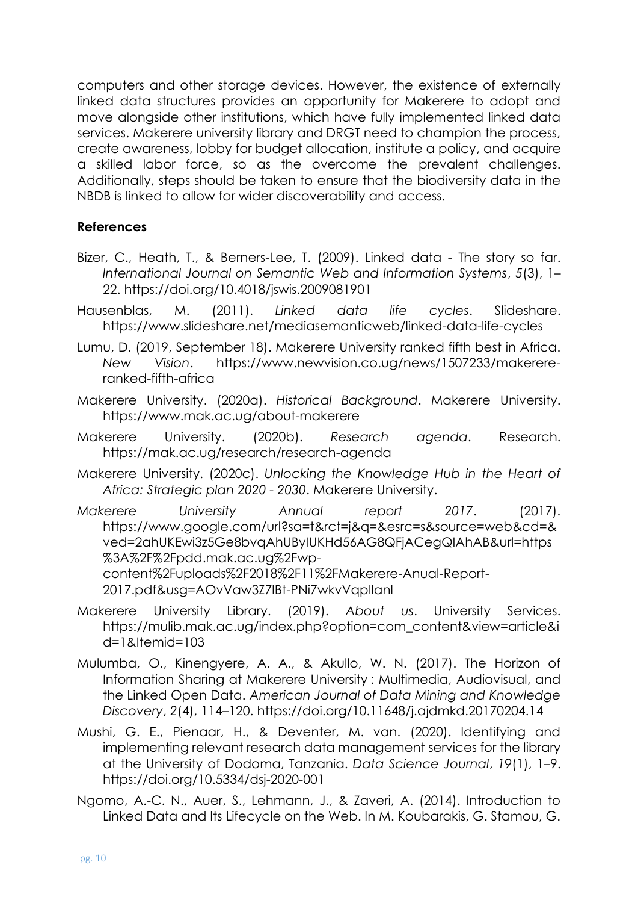computers and other storage devices. However, the existence of externally linked data structures provides an opportunity for Makerere to adopt and move alongside other institutions, which have fully implemented linked data services. Makerere university library and DRGT need to champion the process, create awareness, lobby for budget allocation, institute a policy, and acquire a skilled labor force, so as the overcome the prevalent challenges. Additionally, steps should be taken to ensure that the biodiversity data in the NBDB is linked to allow for wider discoverability and access.

## References

Bizer, C., Heath, T., & Berners-Lee, T. (2009). Linked data - The story so far. *International Journal on Semantic Web and Information Systems*, *5*(3), 1–22. https://doi.org/10.4018/jswis.2009081901

Hausenblas, M. (2011). *Linked data life cycles*. Slideshare. https://www.slideshare.net/mediasemanticweb/linked-data-life-cycles

Lumu, D. (2019, September 18). Makerere University ranked fifth best in Africa. *New Vision*. https://www.newvision.co.ug/news/1507233/makerere-ranked-fifth-africa

Makerere University. (2020a). *Historical Background*. Makerere University. https://www.mak.ac.ug/about-makerere

Makerere University. (2020b). *Research agenda*. Research. https://mak.ac.ug/research/research-agenda

Makerere University. (2020c). *Unlocking the Knowledge Hub in the Heart of Africa: Strategic plan 2020 - 2030*. Makerere University.

*Makerere University Annual report 2017*. (2017). https://www.google.com/url?sa=t&rct=j&q=&esrc=s&source=web&cd=&ved=2ahUKEwi3z5Ge8bvqAhUByIUKHd56AG8QFjACegQIAhAB&url=https%3A%2F%2Fpdd.mak.ac.ug%2Fwp-content%2Fuploads%2F2018%2F11%2FMakerere-Anual-Report-2017.pdf&usg=AOvVaw3Z7lBt-PNi7wkvVqpIlanl

Makerere University Library. (2019). *About us*. University Services. https://mulib.mak.ac.ug/index.php?option=com_content&view=article&id=1&Itemid=103

Mulumba, O., Kinengyere, A. A., & Akullo, W. N. (2017). The Horizon of Information Sharing at Makerere University : Multimedia, Audiovisual, and the Linked Open Data. *American Journal of Data Mining and Knowledge Discovery*, *2*(4), 114–120. https://doi.org/10.11648/j.ajdmkd.20170204.14

Mushi, G. E., Pienaar, H., & Deventer, M. van. (2020). Identifying and implementing relevant research data management services for the library at the University of Dodoma, Tanzania. *Data Science Journal*, *19*(1), 1–9. https://doi.org/10.5334/dsj-2020-001

Ngomo, A.-C. N., Auer, S., Lehmann, J., & Zaveri, A. (2014). Introduction to Linked Data and Its Lifecycle on the Web. In M. Koubarakis, G. Stamou, G.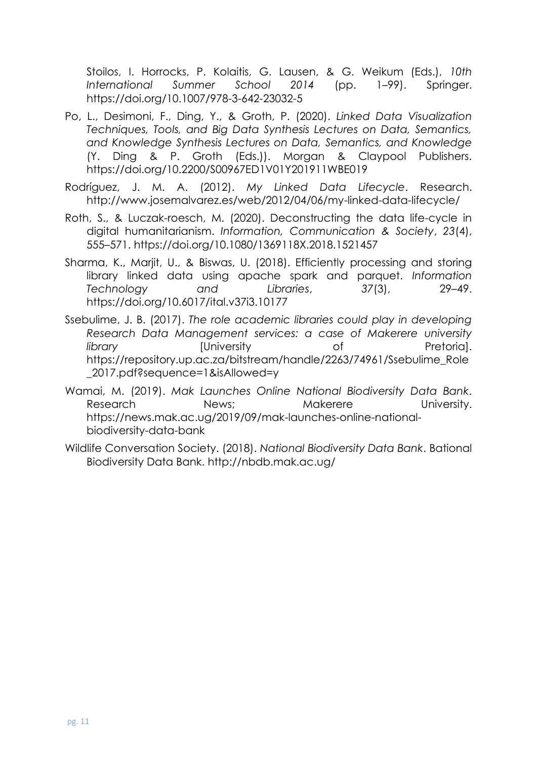Stoilos, I. Horrocks, P. Kolaitis, G. Lausen, & G. Weikum (Eds.), *10th International Summer School 2014* (pp. 1–99). Springer. https://doi.org/10.1007/978-3-642-23032-5

Po, L., Desimoni, F., Ding, Y., & Groth, P. (2020). *Linked Data Visualization Techniques, Tools, and Big Data Synthesis Lectures on Data, Semantics, and Knowledge Synthesis Lectures on Data, Semantics, and Knowledge* (Y. Ding & P. Groth (Eds.)). Morgan & Claypool Publishers. https://doi.org/10.2200/S00967ED1V01Y201911WBE019

Rodríguez, J. M. A. (2012). *My Linked Data Lifecycle*. Research. http://www.josemalvarez.es/web/2012/04/06/my-linked-data-lifecycle/

Roth, S., & Luczak-roesch, M. (2020). Deconstructing the data life-cycle in digital humanitarianism. *Information, Communication & Society*, *23*(4), 555–571. https://doi.org/10.1080/1369118X.2018.1521457

Sharma, K., Marjit, U., & Biswas, U. (2018). Efficiently processing and storing library linked data using apache spark and parquet. *Information Technology and Libraries*, *37*(3), 29–49. https://doi.org/10.6017/ital.v37i3.10177

Ssebulime, J. B. (2017). *The role academic libraries could play in developing Research Data Management services: a case of Makerere university library* [University of Pretoria]. https://repository.up.ac.za/bitstream/handle/2263/74961/Ssebulime_Role_2017.pdf?sequence=1&isAllowed=y

Wamai, M. (2019). *Mak Launches Online National Biodiversity Data Bank*. Research News; Makerere University. https://news.mak.ac.ug/2019/09/mak-launches-online-national-biodiversity-data-bank

Wildlife Conversation Society. (2018). *National Biodiversity Data Bank*. Bational Biodiversity Data Bank. http://nbdb.mak.ac.ug/